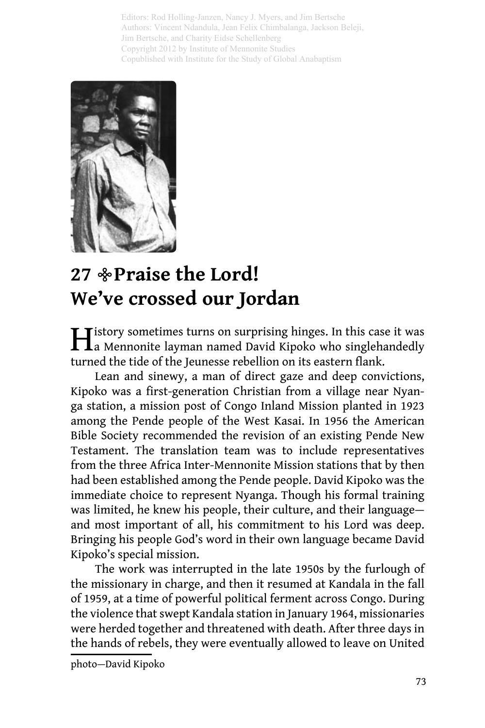Editors: Rod Holling-Janzen, Nancy J. Myers, and Jim Bertsche
Authors: Vincent Ndandula, Jean Felix Chimbalanga, Jackson Beleji, Jim Bertsche, and Charity Eidse Schellenberg
Copyright 2012 by Institute of Mennonite Studies
Copublished with Institute for the Study of Global Anabaptism

# 27 Praise the Lord! We've crossed our Jordan

History sometimes turns on surprising hinges. In this case it was a Mennonite layman named David Kipoko who singlehandedly turned the tide of the Jeunesse rebellion on its eastern flank.

Lean and sinewy, a man of direct gaze and deep convictions, Kipoko was a first-generation Christian from a village near Nyanga station, a mission post of Congo Inland Mission planted in 1923 among the Pende people of the West Kasai. In 1956 the American Bible Society recommended the revision of an existing Pende New Testament. The translation team was to include representatives from the three Africa Inter-Mennonite Mission stations that by then had been established among the Pende people. David Kipoko was the immediate choice to represent Nyanga. Though his formal training was limited, he knew his people, their culture, and their language—and most important of all, his commitment to his Lord was deep. Bringing his people God's word in their own language became David Kipoko's special mission.

The work was interrupted in the late 1950s by the furlough of the missionary in charge, and then it resumed at Kandala in the fall of 1959, at a time of powerful political ferment across Congo. During the violence that swept Kandala station in January 1964, missionaries were herded together and threatened with death. After three days in the hands of rebels, they were eventually allowed to leave on United

photo—David Kipoko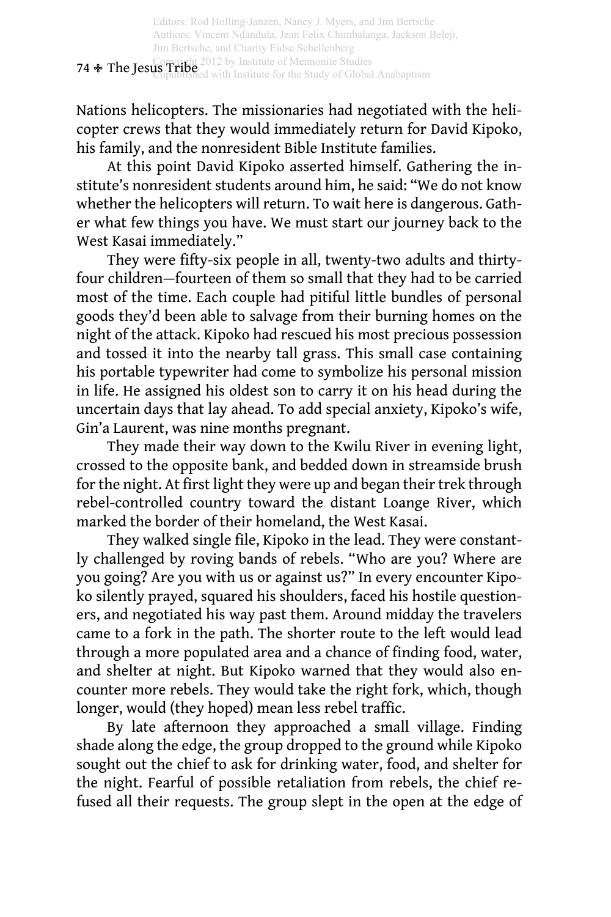Nations helicopters. The missionaries had negotiated with the helicopter crews that they would immediately return for David Kipoko, his family, and the nonresident Bible Institute families.

At this point David Kipoko asserted himself. Gathering the institute's nonresident students around him, he said: "We do not know whether the helicopters will return. To wait here is dangerous. Gather what few things you have. We must start our journey back to the West Kasai immediately."

They were fifty-six people in all, twenty-two adults and thirty-four children—fourteen of them so small that they had to be carried most of the time. Each couple had pitiful little bundles of personal goods they'd been able to salvage from their burning homes on the night of the attack. Kipoko had rescued his most precious possession and tossed it into the nearby tall grass. This small case containing his portable typewriter had come to symbolize his personal mission in life. He assigned his oldest son to carry it on his head during the uncertain days that lay ahead. To add special anxiety, Kipoko's wife, Gin'a Laurent, was nine months pregnant.

They made their way down to the Kwilu River in evening light, crossed to the opposite bank, and bedded down in streamside brush for the night. At first light they were up and began their trek through rebel-controlled country toward the distant Loange River, which marked the border of their homeland, the West Kasai.

They walked single file, Kipoko in the lead. They were constantly challenged by roving bands of rebels. "Who are you? Where are you going? Are you with us or against us?" In every encounter Kipoko silently prayed, squared his shoulders, faced his hostile questioners, and negotiated his way past them. Around midday the travelers came to a fork in the path. The shorter route to the left would lead through a more populated area and a chance of finding food, water, and shelter at night. But Kipoko warned that they would also encounter more rebels. They would take the right fork, which, though longer, would (they hoped) mean less rebel traffic.

By late afternoon they approached a small village. Finding shade along the edge, the group dropped to the ground while Kipoko sought out the chief to ask for drinking water, food, and shelter for the night. Fearful of possible retaliation from rebels, the chief refused all their requests. The group slept in the open at the edge of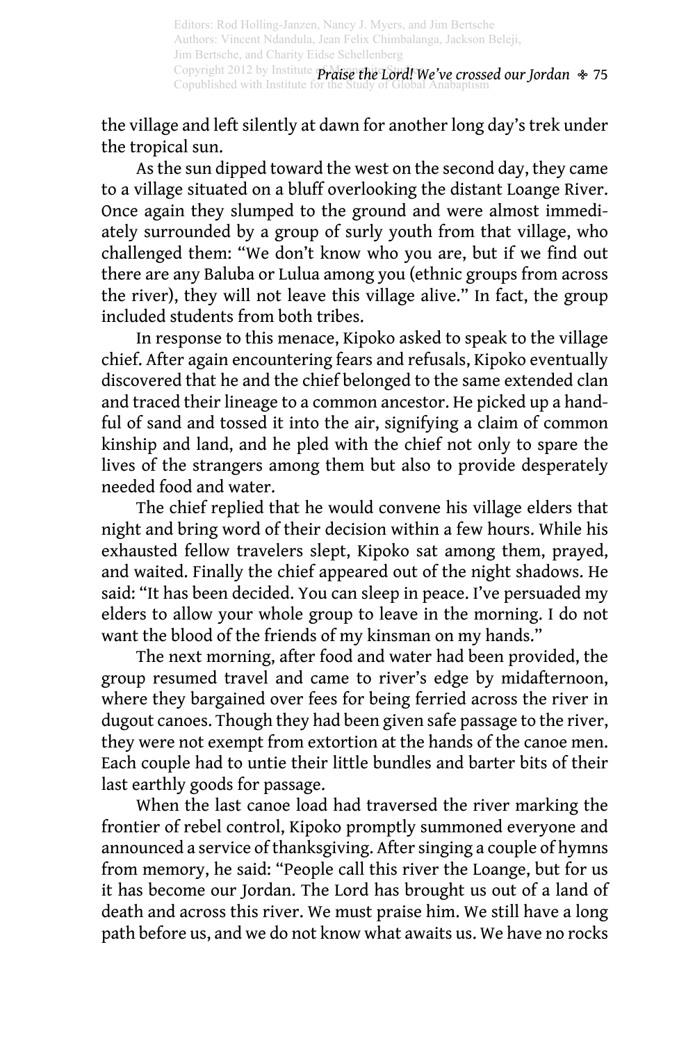the village and left silently at dawn for another long day's trek under the tropical sun.

As the sun dipped toward the west on the second day, they came to a village situated on a bluff overlooking the distant Loange River. Once again they slumped to the ground and were almost immediately surrounded by a group of surly youth from that village, who challenged them: "We don't know who you are, but if we find out there are any Baluba or Lulua among you (ethnic groups from across the river), they will not leave this village alive." In fact, the group included students from both tribes.

In response to this menace, Kipoko asked to speak to the village chief. After again encountering fears and refusals, Kipoko eventually discovered that he and the chief belonged to the same extended clan and traced their lineage to a common ancestor. He picked up a handful of sand and tossed it into the air, signifying a claim of common kinship and land, and he pled with the chief not only to spare the lives of the strangers among them but also to provide desperately needed food and water.

The chief replied that he would convene his village elders that night and bring word of their decision within a few hours. While his exhausted fellow travelers slept, Kipoko sat among them, prayed, and waited. Finally the chief appeared out of the night shadows. He said: "It has been decided. You can sleep in peace. I've persuaded my elders to allow your whole group to leave in the morning. I do not want the blood of the friends of my kinsman on my hands."

The next morning, after food and water had been provided, the group resumed travel and came to river's edge by midafternoon, where they bargained over fees for being ferried across the river in dugout canoes. Though they had been given safe passage to the river, they were not exempt from extortion at the hands of the canoe men. Each couple had to untie their little bundles and barter bits of their last earthly goods for passage.

When the last canoe load had traversed the river marking the frontier of rebel control, Kipoko promptly summoned everyone and announced a service of thanksgiving. After singing a couple of hymns from memory, he said: "People call this river the Loange, but for us it has become our Jordan. The Lord has brought us out of a land of death and across this river. We must praise him. We still have a long path before us, and we do not know what awaits us. We have no rocks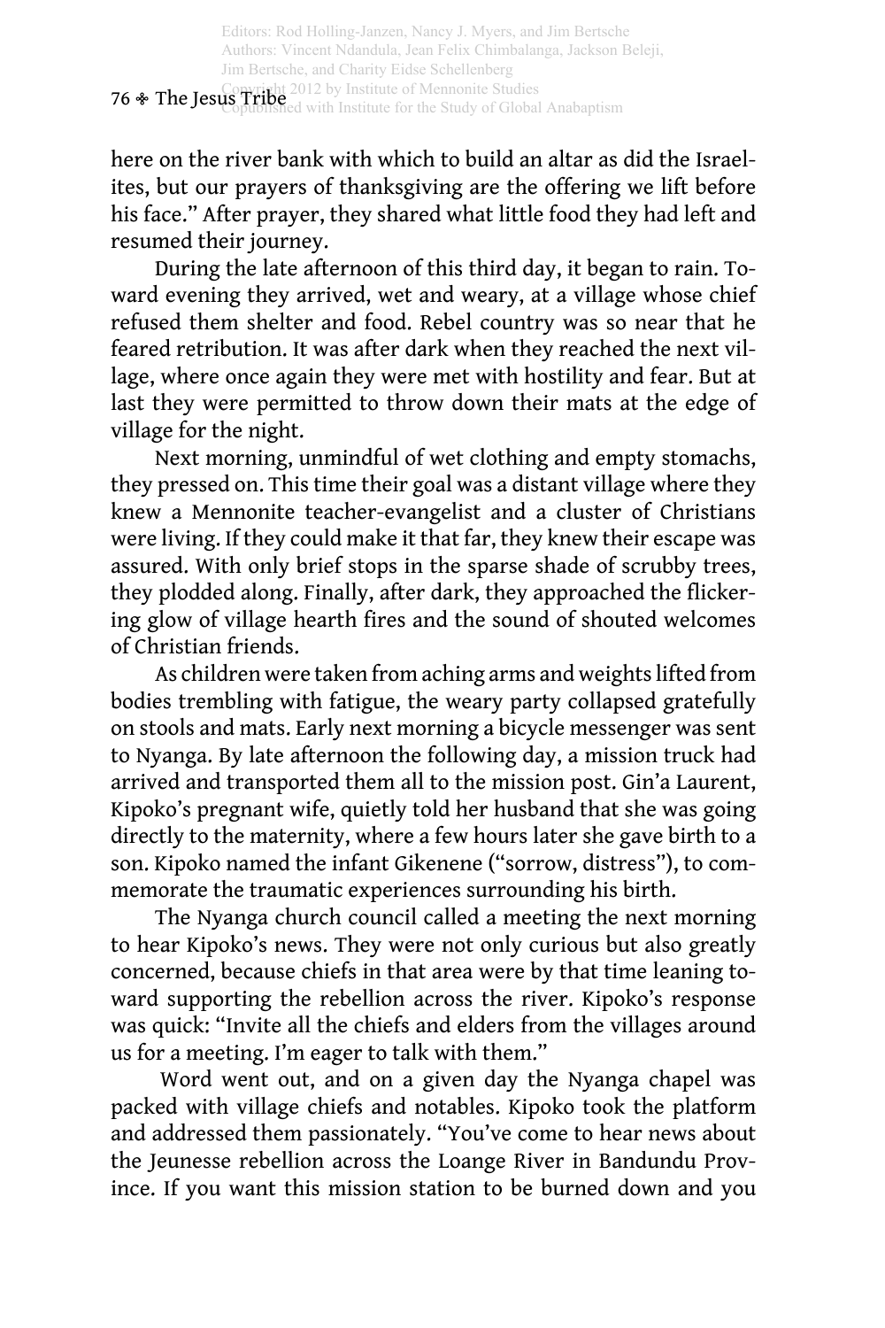here on the river bank with which to build an altar as did the Israelites, but our prayers of thanksgiving are the offering we lift before his face." After prayer, they shared what little food they had left and resumed their journey.

During the late afternoon of this third day, it began to rain. Toward evening they arrived, wet and weary, at a village whose chief refused them shelter and food. Rebel country was so near that he feared retribution. It was after dark when they reached the next village, where once again they were met with hostility and fear. But at last they were permitted to throw down their mats at the edge of village for the night.

Next morning, unmindful of wet clothing and empty stomachs, they pressed on. This time their goal was a distant village where they knew a Mennonite teacher-evangelist and a cluster of Christians were living. If they could make it that far, they knew their escape was assured. With only brief stops in the sparse shade of scrubby trees, they plodded along. Finally, after dark, they approached the flickering glow of village hearth fires and the sound of shouted welcomes of Christian friends.

As children were taken from aching arms and weights lifted from bodies trembling with fatigue, the weary party collapsed gratefully on stools and mats. Early next morning a bicycle messenger was sent to Nyanga. By late afternoon the following day, a mission truck had arrived and transported them all to the mission post. Gin'a Laurent, Kipoko's pregnant wife, quietly told her husband that she was going directly to the maternity, where a few hours later she gave birth to a son. Kipoko named the infant Gikenene ("sorrow, distress"), to commemorate the traumatic experiences surrounding his birth.

The Nyanga church council called a meeting the next morning to hear Kipoko's news. They were not only curious but also greatly concerned, because chiefs in that area were by that time leaning toward supporting the rebellion across the river. Kipoko's response was quick: "Invite all the chiefs and elders from the villages around us for a meeting. I'm eager to talk with them."

Word went out, and on a given day the Nyanga chapel was packed with village chiefs and notables. Kipoko took the platform and addressed them passionately. "You've come to hear news about the Jeunesse rebellion across the Loange River in Bandundu Province. If you want this mission station to be burned down and you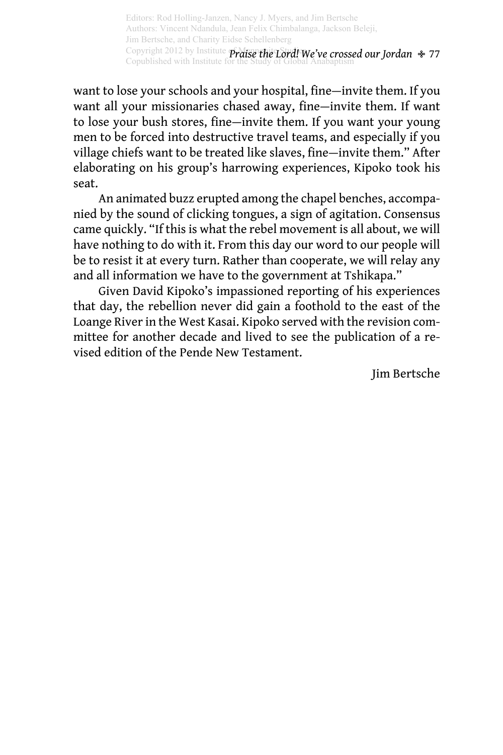want to lose your schools and your hospital, fine—invite them. If you want all your missionaries chased away, fine—invite them. If want to lose your bush stores, fine—invite them. If you want your young men to be forced into destructive travel teams, and especially if you village chiefs want to be treated like slaves, fine—invite them." After elaborating on his group's harrowing experiences, Kipoko took his seat.

An animated buzz erupted among the chapel benches, accompanied by the sound of clicking tongues, a sign of agitation. Consensus came quickly. "If this is what the rebel movement is all about, we will have nothing to do with it. From this day our word to our people will be to resist it at every turn. Rather than cooperate, we will relay any and all information we have to the government at Tshikapa."

Given David Kipoko's impassioned reporting of his experiences that day, the rebellion never did gain a foothold to the east of the Loange River in the West Kasai. Kipoko served with the revision committee for another decade and lived to see the publication of a revised edition of the Pende New Testament.

Jim Bertsche